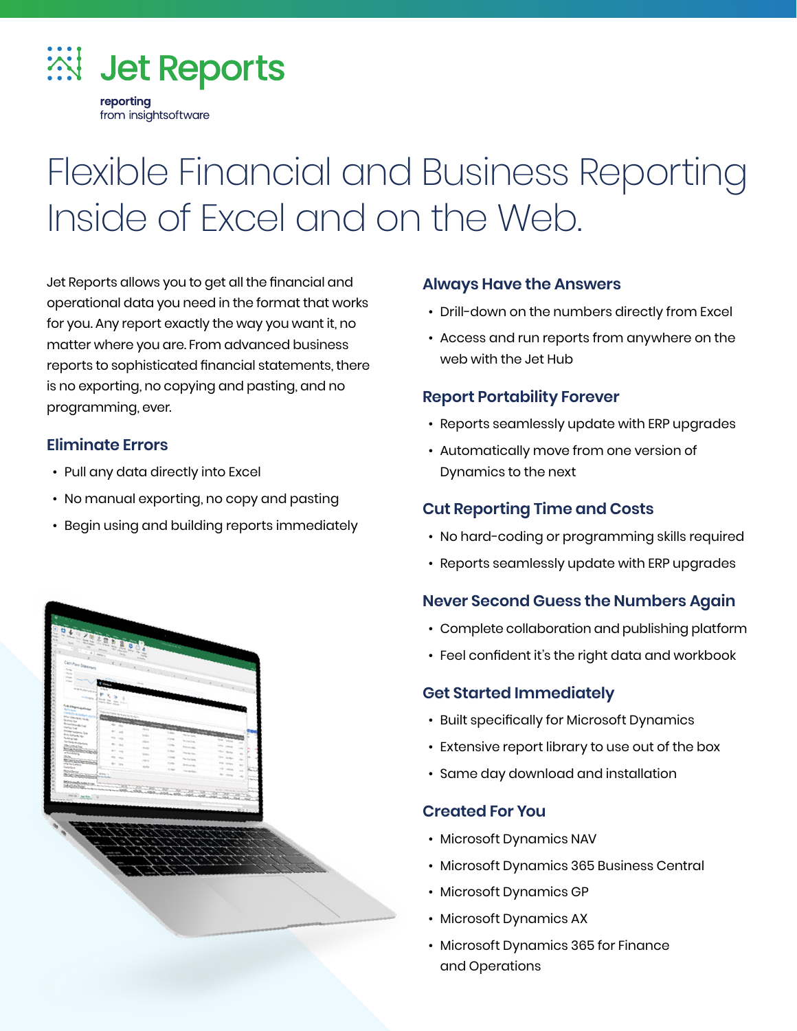# Jet Reports

reporting
from insightsoftware

# Flexible Financial and Business Reporting Inside of Excel and on the Web.

Jet Reports allows you to get all the financial and operational data you need in the format that works for you. Any report exactly the way you want it, no matter where you are. From advanced business reports to sophisticated financial statements, there is no exporting, no copying and pasting, and no programming, ever.

## Eliminate Errors

- Pull any data directly into Excel
- No manual exporting, no copy and pasting
- Begin using and building reports immediately

## Always Have the Answers

- Drill-down on the numbers directly from Excel
- Access and run reports from anywhere on the web with the Jet Hub

## Report Portability Forever

- Reports seamlessly update with ERP upgrades
- Automatically move from one version of Dynamics to the next

## Cut Reporting Time and Costs

- No hard-coding or programming skills required
- Reports seamlessly update with ERP upgrades

## Never Second Guess the Numbers Again

- Complete collaboration and publishing platform
- Feel confident it's the right data and workbook

## Get Started Immediately

- Built specifically for Microsoft Dynamics
- Extensive report library to use out of the box
- Same day download and installation

## Created For You

- Microsoft Dynamics NAV
- Microsoft Dynamics 365 Business Central
- Microsoft Dynamics GP
- Microsoft Dynamics AX
- Microsoft Dynamics 365 for Finance and Operations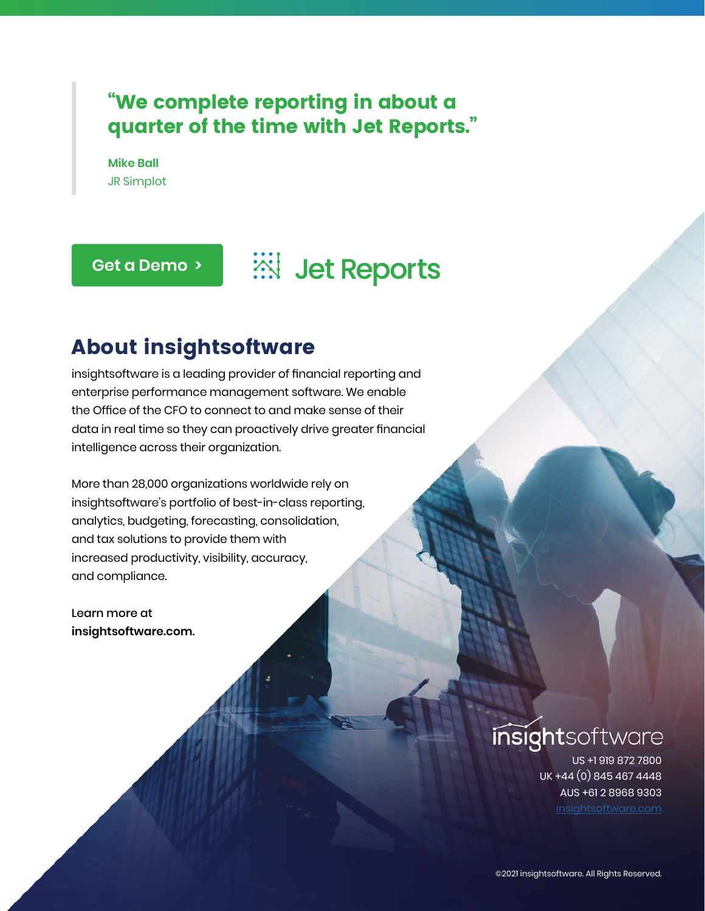> **"We complete reporting in about a quarter of the time with Jet Reports."**
>
> **Mike Ball**
> JR Simplot

Get a Demo >

Jet Reports

## About insightsoftware

insightsoftware is a leading provider of financial reporting and enterprise performance management software. We enable the Office of the CFO to connect to and make sense of their data in real time so they can proactively drive greater financial intelligence across their organization.

More than 28,000 organizations worldwide rely on insightsoftware's portfolio of best-in-class reporting, analytics, budgeting, forecasting, consolidation, and tax solutions to provide them with increased productivity, visibility, accuracy, and compliance.

Learn more at **insightsoftware.com.**

insightsoftware

US +1 919 872 7800
UK +44 (0) 845 467 4448
AUS +61 2 8968 9303
insightsoftware.com

©2021 insightsoftware. All Rights Reserved.